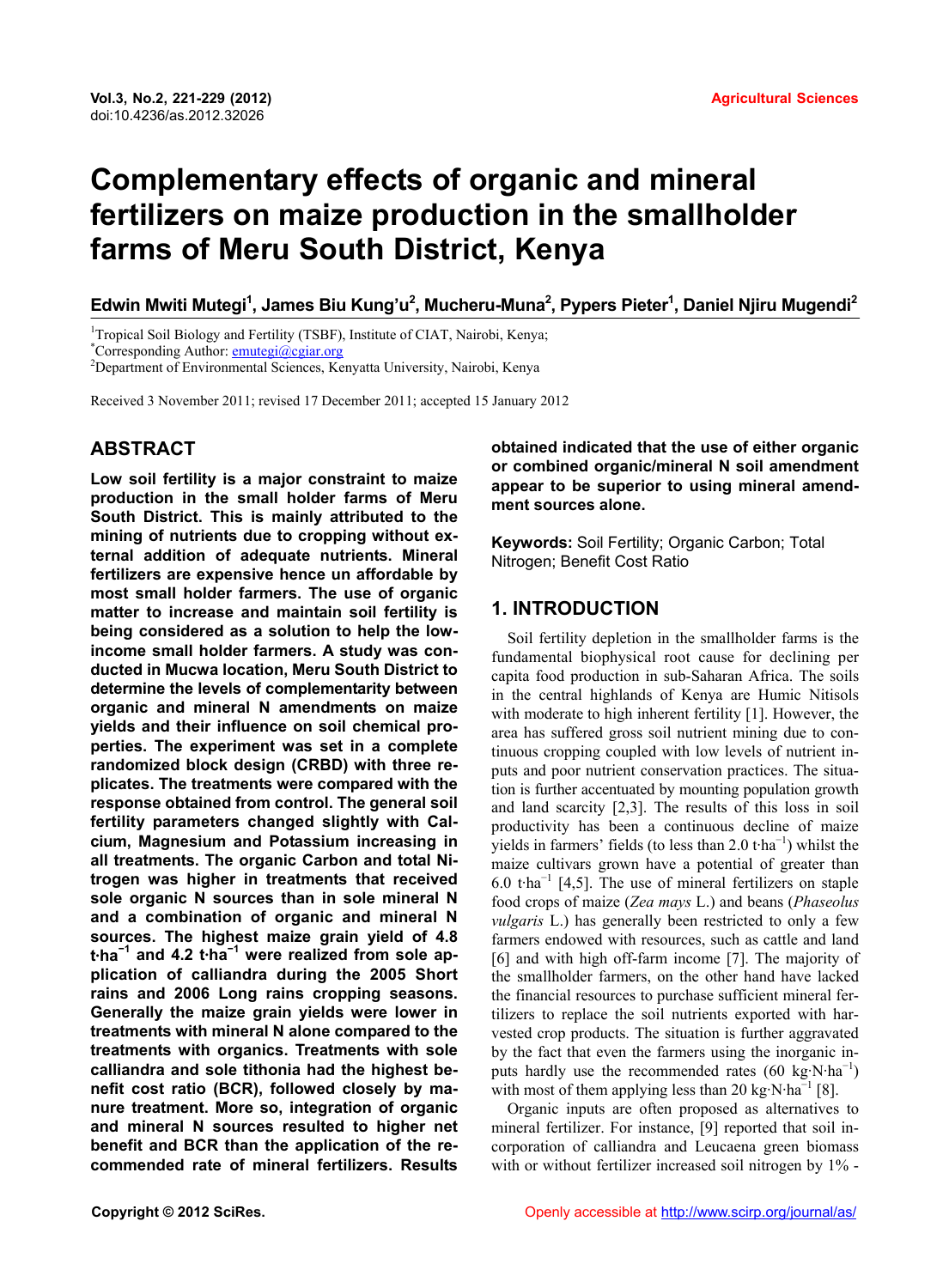# Complementary effects of organic and mineral fertilizers on maize production in the smallholder farms of Meru South District, Kenya

**Edwin Mwiti Mutegi[1], James Biu Kung'u[2], Mucheru-Muna[2], Pypers Pieter[1], Daniel Njiru Mugendi[2]**

[1]Tropical Soil Biology and Fertility (TSBF), Institute of CIAT, Nairobi, Kenya;
*Corresponding Author: emutegi@cgiar.org
[2]Department of Environmental Sciences, Kenyatta University, Nairobi, Kenya

Received 3 November 2011; revised 17 December 2011; accepted 15 January 2012

## ABSTRACT

**Low soil fertility is a major constraint to maize production in the small holder farms of Meru South District. This is mainly attributed to the mining of nutrients due to cropping without external addition of adequate nutrients. Mineral fertilizers are expensive hence un affordable by most small holder farmers. The use of organic matter to increase and maintain soil fertility is being considered as a solution to help the low-income small holder farmers. A study was conducted in Mucwa location, Meru South District to determine the levels of complementarity between organic and mineral N amendments on maize yields and their influence on soil chemical properties. The experiment was set in a complete randomized block design (CRBD) with three replicates. The treatments were compared with the response obtained from control. The general soil fertility parameters changed slightly with Calcium, Magnesium and Potassium increasing in all treatments. The organic Carbon and total Nitrogen was higher in treatments that received sole organic N sources than in sole mineral N and a combination of organic and mineral N sources. The highest maize grain yield of 4.8 t·ha$^{-1}$ and 4.2 t·ha$^{-1}$ were realized from sole application of calliandra during the 2005 Short rains and 2006 Long rains cropping seasons. Generally the maize grain yields were lower in treatments with mineral N alone compared to the treatments with organics. Treatments with sole calliandra and sole tithonia had the highest benefit cost ratio (BCR), followed closely by manure treatment. More so, integration of organic and mineral N sources resulted to higher net benefit and BCR than the application of the recommended rate of mineral fertilizers. Results obtained indicated that the use of either organic or combined organic/mineral N soil amendment appear to be superior to using mineral amendment sources alone.**

**Keywords:** Soil Fertility; Organic Carbon; Total Nitrogen; Benefit Cost Ratio

## 1. INTRODUCTION

Soil fertility depletion in the smallholder farms is the fundamental biophysical root cause for declining per capita food production in sub-Saharan Africa. The soils in the central highlands of Kenya are Humic Nitisols with moderate to high inherent fertility [1]. However, the area has suffered gross soil nutrient mining due to continuous cropping coupled with low levels of nutrient inputs and poor nutrient conservation practices. The situation is further accentuated by mounting population growth and land scarcity [2,3]. The results of this loss in soil productivity has been a continuous decline of maize yields in farmers' fields (to less than 2.0 t·ha$^{-1}$) whilst the maize cultivars grown have a potential of greater than 6.0 t·ha$^{-1}$ [4,5]. The use of mineral fertilizers on staple food crops of maize (*Zea mays* L.) and beans (*Phaseolus vulgaris* L.) has generally been restricted to only a few farmers endowed with resources, such as cattle and land [6] and with high off-farm income [7]. The majority of the smallholder farmers, on the other hand have lacked the financial resources to purchase sufficient mineral fertilizers to replace the soil nutrients exported with harvested crop products. The situation is further aggravated by the fact that even the farmers using the inorganic inputs hardly use the recommended rates (60 kg·N·ha$^{-1}$) with most of them applying less than 20 kg·N·ha$^{-1}$ [8].

Organic inputs are often proposed as alternatives to mineral fertilizer. For instance, [9] reported that soil incorporation of calliandra and Leucaena green biomass with or without fertilizer increased soil nitrogen by 1% -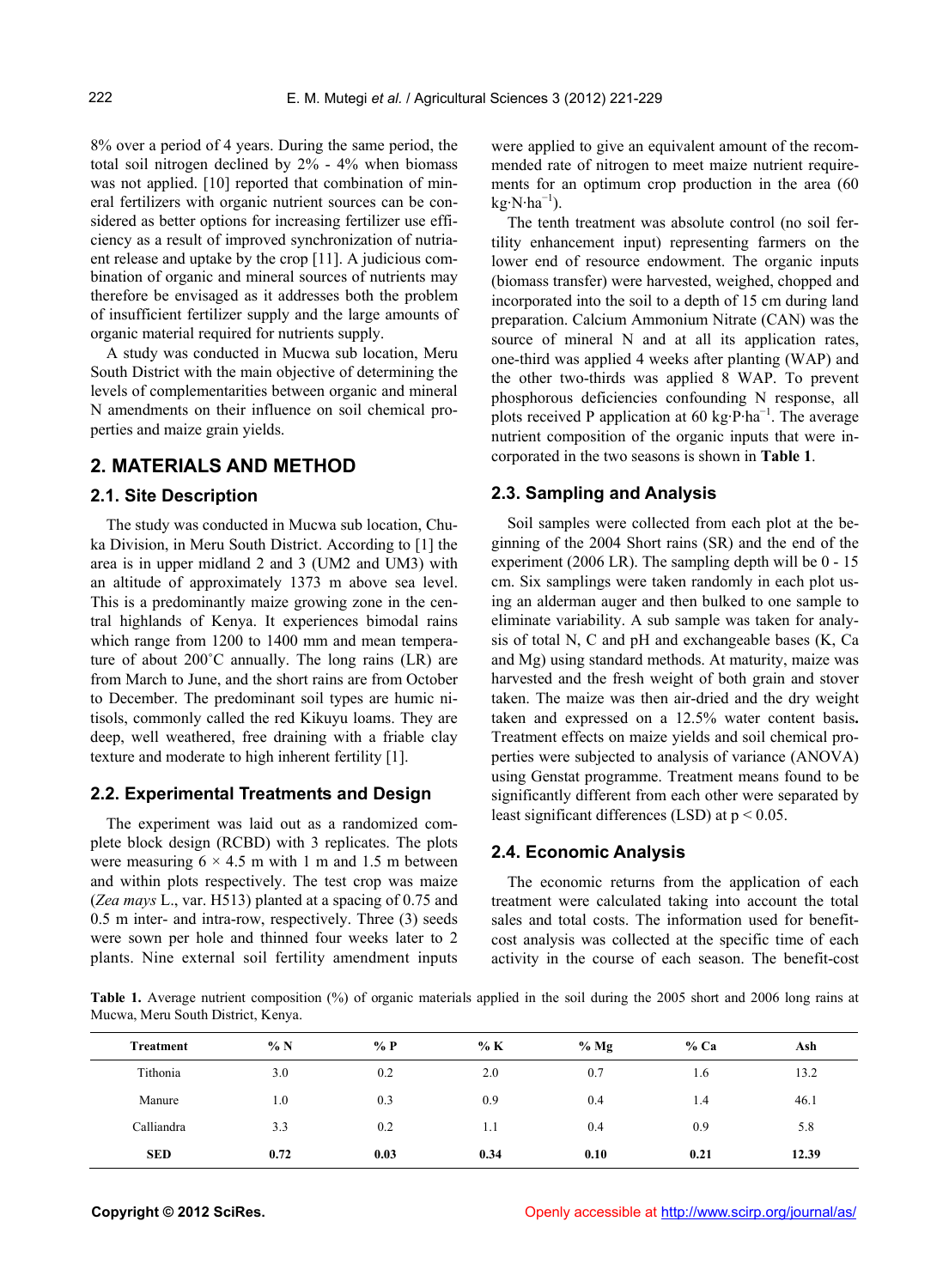8% over a period of 4 years. During the same period, the total soil nitrogen declined by 2% - 4% when biomass was not applied. [10] reported that combination of mineral fertilizers with organic nutrient sources can be considered as better options for increasing fertilizer use efficiency as a result of improved synchronization of nutriaent release and uptake by the crop [11]. A judicious combination of organic and mineral sources of nutrients may therefore be envisaged as it addresses both the problem of insufficient fertilizer supply and the large amounts of organic material required for nutrients supply.

A study was conducted in Mucwa sub location, Meru South District with the main objective of determining the levels of complementarities between organic and mineral N amendments on their influence on soil chemical properties and maize grain yields.

## 2. MATERIALS AND METHOD

### 2.1. Site Description

The study was conducted in Mucwa sub location, Chuka Division, in Meru South District. According to [1] the area is in upper midland 2 and 3 (UM2 and UM3) with an altitude of approximately 1373 m above sea level. This is a predominantly maize growing zone in the central highlands of Kenya. It experiences bimodal rains which range from 1200 to 1400 mm and mean temperature of about 200˚C annually. The long rains (LR) are from March to June, and the short rains are from October to December. The predominant soil types are humic nitisols, commonly called the red Kikuyu loams. They are deep, well weathered, free draining with a friable clay texture and moderate to high inherent fertility [1].

### 2.2. Experimental Treatments and Design

The experiment was laid out as a randomized complete block design (RCBD) with 3 replicates. The plots were measuring 6 × 4.5 m with 1 m and 1.5 m between and within plots respectively. The test crop was maize (*Zea mays* L., var. H513) planted at a spacing of 0.75 and 0.5 m inter- and intra-row, respectively. Three (3) seeds were sown per hole and thinned four weeks later to 2 plants. Nine external soil fertility amendment inputs were applied to give an equivalent amount of the recommended rate of nitrogen to meet maize nutrient requirements for an optimum crop production in the area (60 $kg \cdot N \cdot ha^{-1}$).

The tenth treatment was absolute control (no soil fertility enhancement input) representing farmers on the lower end of resource endowment. The organic inputs (biomass transfer) were harvested, weighed, chopped and incorporated into the soil to a depth of 15 cm during land preparation. Calcium Ammonium Nitrate (CAN) was the source of mineral N and at all its application rates, one-third was applied 4 weeks after planting (WAP) and the other two-thirds was applied 8 WAP. To prevent phosphorous deficiencies confounding N response, all plots received P application at 60 $kg \cdot P \cdot ha^{-1}$. The average nutrient composition of the organic inputs that were incorporated in the two seasons is shown in **Table 1**.

### 2.3. Sampling and Analysis

Soil samples were collected from each plot at the beginning of the 2004 Short rains (SR) and the end of the experiment (2006 LR). The sampling depth will be 0 - 15 cm. Six samplings were taken randomly in each plot using an alderman auger and then bulked to one sample to eliminate variability. A sub sample was taken for analysis of total N, C and pH and exchangeable bases (K, Ca and Mg) using standard methods. At maturity, maize was harvested and the fresh weight of both grain and stover taken. The maize was then air-dried and the dry weight taken and expressed on a 12.5% water content basis**.** Treatment effects on maize yields and soil chemical properties were subjected to analysis of variance (ANOVA) using Genstat programme. Treatment means found to be significantly different from each other were separated by least significant differences (LSD) at $p < 0.05$.

### 2.4. Economic Analysis

The economic returns from the application of each treatment were calculated taking into account the total sales and total costs. The information used for benefit-cost analysis was collected at the specific time of each activity in the course of each season. The benefit-cost

**Table 1.** Average nutrient composition (%) of organic materials applied in the soil during the 2005 short and 2006 long rains at Mucwa, Meru South District, Kenya.

| Treatment | % N | % P | % K | % Mg | % Ca | Ash |
|---|---|---|---|---|---|---|
| Tithonia | 3.0 | 0.2 | 2.0 | 0.7 | 1.6 | 13.2 |
| Manure | 1.0 | 0.3 | 0.9 | 0.4 | 1.4 | 46.1 |
| Calliandra | 3.3 | 0.2 | 1.1 | 0.4 | 0.9 | 5.8 |
| **SED** | **0.72** | **0.03** | **0.34** | **0.10** | **0.21** | **12.39** |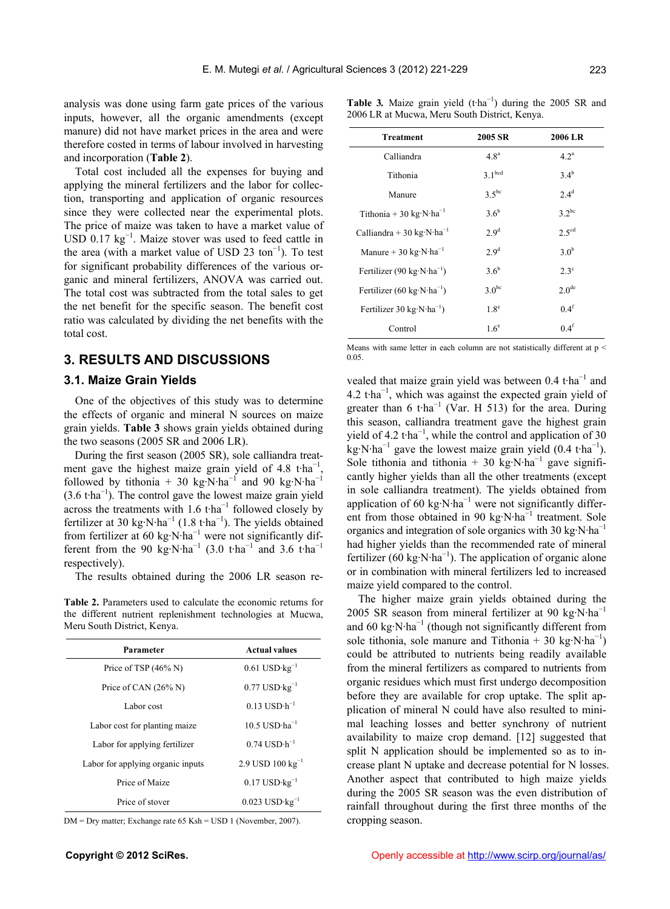analysis was done using farm gate prices of the various inputs, however, all the organic amendments (except manure) did not have market prices in the area and were therefore costed in terms of labour involved in harvesting and incorporation (**Table 2**).

Total cost included all the expenses for buying and applying the mineral fertilizers and the labor for collection, transporting and application of organic resources since they were collected near the experimental plots. The price of maize was taken to have a market value of USD 0.17 $kg^{-1}$. Maize stover was used to feed cattle in the area (with a market value of USD 23 $ton^{-1}$). To test for significant probability differences of the various organic and mineral fertilizers, ANOVA was carried out. The total cost was subtracted from the total sales to get the net benefit for the specific season. The benefit cost ratio was calculated by dividing the net benefits with the total cost.

## 3. RESULTS AND DISCUSSIONS

### 3.1. Maize Grain Yields

One of the objectives of this study was to determine the effects of organic and mineral N sources on maize grain yields. **Table 3** shows grain yields obtained during the two seasons (2005 SR and 2006 LR).

During the first season (2005 SR), sole calliandra treatment gave the highest maize grain yield of 4.8 $t \cdot ha^{-1}$, followed by tithonia + 30 $kg \cdot N \cdot ha^{-1}$ and 90 $kg \cdot N \cdot ha^{-1}$ (3.6 $t \cdot ha^{-1}$). The control gave the lowest maize grain yield across the treatments with 1.6 $t \cdot ha^{-1}$ followed closely by fertilizer at 30 $kg \cdot N \cdot ha^{-1}$ (1.8 $t \cdot ha^{-1}$). The yields obtained from fertilizer at 60 $kg \cdot N \cdot ha^{-1}$ were not significantly different from the 90 $kg \cdot N \cdot ha^{-1}$ (3.0 $t \cdot ha^{-1}$ and 3.6 $t \cdot ha^{-1}$ respectively).

The results obtained during the 2006 LR season revealed that maize grain yield was between 0.4 $t \cdot ha^{-1}$ and 4.2 $t \cdot ha^{-1}$, which was against the expected grain yield of greater than 6 $t \cdot ha^{-1}$ (Var. H 513) for the area. During this season, calliandra treatment gave the highest grain yield of 4.2 $t \cdot ha^{-1}$, while the control and application of 30 $kg \cdot N \cdot ha^{-1}$ gave the lowest maize grain yield (0.4 $t \cdot ha^{-1}$). Sole tithonia and tithonia + 30 $kg \cdot N \cdot ha^{-1}$ gave significantly higher yields than all the other treatments (except in sole calliandra treatment). The yields obtained from application of 60 $kg \cdot N \cdot ha^{-1}$ were not significantly different from those obtained in 90 $kg \cdot N \cdot ha^{-1}$ treatment. Sole organics and integration of sole organics with 30 $kg \cdot N \cdot ha^{-1}$ had higher yields than the recommended rate of mineral fertilizer (60 $kg \cdot N \cdot ha^{-1}$). The application of organic alone or in combination with mineral fertilizers led to increased maize yield compared to the control.

The higher maize grain yields obtained during the 2005 SR season from mineral fertilizer at 90 $kg \cdot N \cdot ha^{-1}$ and 60 $kg \cdot N \cdot ha^{-1}$ (though not significantly different from sole tithonia, sole manure and Tithonia + 30 $kg \cdot N \cdot ha^{-1}$) could be attributed to nutrients being readily available from the mineral fertilizers as compared to nutrients from organic residues which must first undergo decomposition before they are available for crop uptake. The split application of mineral N could have also resulted to minimal leaching losses and better synchrony of nutrient availability to maize crop demand. [12] suggested that split N application should be implemented so as to increase plant N uptake and decrease potential for N losses. Another aspect that contributed to high maize yields during the 2005 SR season was the even distribution of rainfall throughout during the first three months of the cropping season.

**Table 2.** Parameters used to calculate the economic returns for the different nutrient replenishment technologies at Mucwa, Meru South District, Kenya.

| Parameter | Actual values |
|---|---|
| Price of TSP (46% N) | 0.61 $USD \cdot kg^{-1}$ |
| Price of CAN (26% N) | 0.77 $USD \cdot kg^{-1}$ |
| Labor cost | 0.13 $USD \cdot h^{-1}$ |
| Labor cost for planting maize | 10.5 $USD \cdot ha^{-1}$ |
| Labor for applying fertilizer | 0.74 $USD \cdot h^{-1}$ |
| Labor for applying organic inputs | 2.9 USD 100 $kg^{-1}$ |
| Price of Maize | 0.17 $USD \cdot kg^{-1}$ |
| Price of stover | 0.023 $USD \cdot kg^{-1}$ |

DM = Dry matter; Exchange rate 65 Ksh = USD 1 (November, 2007).

**Table 3.** Maize grain yield ($t \cdot ha^{-1}$) during the 2005 SR and 2006 LR at Mucwa, Meru South District, Kenya.

| Treatment | 2005 SR | 2006 LR |
|---|---|---|
| Calliandra | 4.8$^{a}$ | 4.2$^{a}$ |
| Tithonia | 3.1$^{bcd}$ | 3.4$^{b}$ |
| Manure | 3.5$^{bc}$ | 2.4$^{d}$ |
| Tithonia + 30 $kg \cdot N \cdot ha^{-1}$ | 3.6$^{b}$ | 3.2$^{bc}$ |
| Calliandra + 30 $kg \cdot N \cdot ha^{-1}$ | 2.9$^{d}$ | 2.5$^{cd}$ |
| Manure + 30 $kg \cdot N \cdot ha^{-1}$ | 2.9$^{d}$ | 3.0$^{b}$ |
| Fertilizer (90 $kg \cdot N \cdot ha^{-1}$) | 3.6$^{b}$ | 2.3$^{c}$ |
| Fertilizer (60 $kg \cdot N \cdot ha^{-1}$) | 3.0$^{bc}$ | 2.0$^{de}$ |
| Fertilizer 30 $kg \cdot N \cdot ha^{-1}$) | 1.8$^{e}$ | 0.4$^{f}$ |
| Control | 1.6$^{e}$ | 0.4$^{f}$ |

Means with same letter in each column are not statistically different at $p < 0.05$.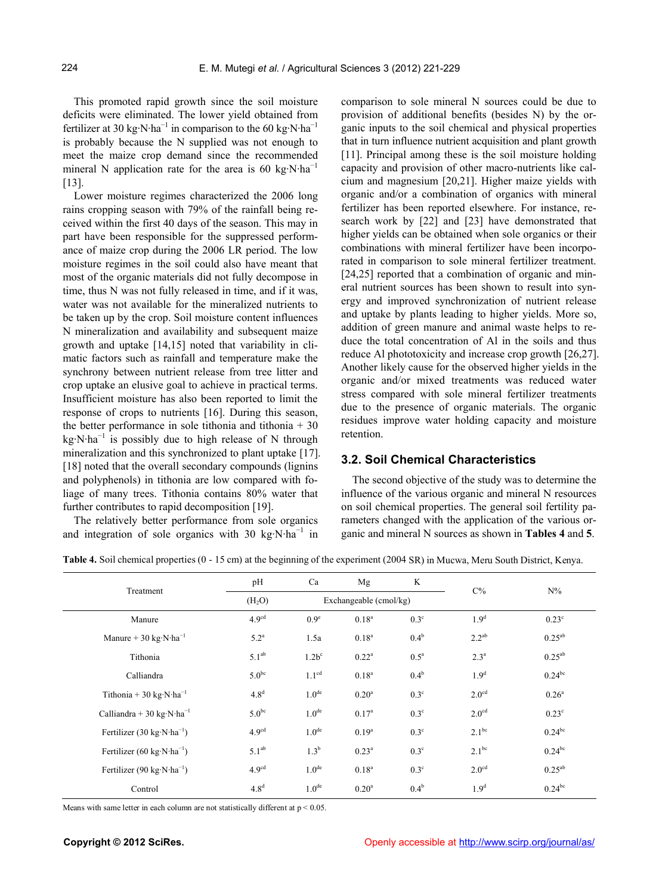This promoted rapid growth since the soil moisture deficits were eliminated. The lower yield obtained from fertilizer at 30 kg·N·ha$^{-1}$ in comparison to the 60 kg·N·ha$^{-1}$ is probably because the N supplied was not enough to meet the maize crop demand since the recommended mineral N application rate for the area is 60 kg·N·ha$^{-1}$ [13].

Lower moisture regimes characterized the 2006 long rains cropping season with 79% of the rainfall being received within the first 40 days of the season. This may in part have been responsible for the suppressed performance of maize crop during the 2006 LR period. The low moisture regimes in the soil could also have meant that most of the organic materials did not fully decompose in time, thus N was not fully released in time, and if it was, water was not available for the mineralized nutrients to be taken up by the crop. Soil moisture content influences N mineralization and availability and subsequent maize growth and uptake [14,15] noted that variability in climatic factors such as rainfall and temperature make the synchrony between nutrient release from tree litter and crop uptake an elusive goal to achieve in practical terms. Insufficient moisture has also been reported to limit the response of crops to nutrients [16]. During this season, the better performance in sole tithonia and tithonia + 30 kg·N·ha$^{-1}$ is possibly due to high release of N through mineralization and this synchronized to plant uptake [17]. [18] noted that the overall secondary compounds (lignins and polyphenols) in tithonia are low compared with foliage of many trees. Tithonia contains 80% water that further contributes to rapid decomposition [19].

The relatively better performance from sole organics and integration of sole organics with 30 kg·N·ha$^{-1}$ in comparison to sole mineral N sources could be due to provision of additional benefits (besides N) by the organic inputs to the soil chemical and physical properties that in turn influence nutrient acquisition and plant growth [11]. Principal among these is the soil moisture holding capacity and provision of other macro-nutrients like calcium and magnesium [20,21]. Higher maize yields with organic and/or a combination of organics with mineral fertilizer has been reported elsewhere. For instance, research work by [22] and [23] have demonstrated that higher yields can be obtained when sole organics or their combinations with mineral fertilizer have been incorporated in comparison to sole mineral fertilizer treatment. [24,25] reported that a combination of organic and mineral nutrient sources has been shown to result into synergy and improved synchronization of nutrient release and uptake by plants leading to higher yields. More so, addition of green manure and animal waste helps to reduce the total concentration of Al in the soils and thus reduce Al phototoxicity and increase crop growth [26,27]. Another likely cause for the observed higher yields in the organic and/or mixed treatments was reduced water stress compared with sole mineral fertilizer treatments due to the presence of organic materials. The organic residues improve water holding capacity and moisture retention.

## 3.2. Soil Chemical Characteristics

The second objective of the study was to determine the influence of the various organic and mineral N resources on soil chemical properties. The general soil fertility parameters changed with the application of the various organic and mineral N sources as shown in **Tables 4** and **5**.

**Table 4.** Soil chemical properties (0 - 15 cm) at the beginning of the experiment (2004 SR) in Mucwa, Meru South District, Kenya.

| Treatment | pH | Ca | Mg | K | C% | N% |
|---|---|---|---|---|---|---|
| | ($H_2O$) | Exchangeable (cmol/kg) | | | | |
| Manure | 4.9$^{cd}$ | 0.9$^{e}$ | 0.18$^{a}$ | 0.3$^{c}$ | 1.9$^{d}$ | 0.23$^{c}$ |
| Manure + 30 kg·N·ha$^{-1}$ | 5.2$^{a}$ | 1.5a | 0.18$^{a}$ | 0.4$^{b}$ | 2.2$^{ab}$ | 0.25$^{ab}$ |
| Tithonia | 5.1$^{ab}$ | 1.2b$^{c}$ | 0.22$^{a}$ | 0.5$^{a}$ | 2.3$^{a}$ | 0.25$^{ab}$ |
| Calliandra | 5.0$^{bc}$ | 1.1$^{cd}$ | 0.18$^{a}$ | 0.4$^{b}$ | 1.9$^{d}$ | 0.24$^{bc}$ |
| Tithonia + 30 kg·N·ha$^{-1}$ | 4.8$^{d}$ | 1.0$^{de}$ | 0.20$^{a}$ | 0.3$^{c}$ | 2.0$^{cd}$ | 0.26$^{a}$ |
| Calliandra + 30 kg·N·ha$^{-1}$ | 5.0$^{bc}$ | 1.0$^{de}$ | 0.17$^{a}$ | 0.3$^{c}$ | 2.0$^{cd}$ | 0.23$^{c}$ |
| Fertilizer (30 kg·N·ha$^{-1}$) | 4.9$^{cd}$ | 1.0$^{de}$ | 0.19$^{a}$ | 0.3$^{c}$ | 2.1$^{bc}$ | 0.24$^{bc}$ |
| Fertilizer (60 kg·N·ha$^{-1}$) | 5.1$^{ab}$ | 1.3$^{b}$ | 0.23$^{a}$ | 0.3$^{c}$ | 2.1$^{bc}$ | 0.24$^{bc}$ |
| Fertilizer (90 kg·N·ha$^{-1}$) | 4.9$^{cd}$ | 1.0$^{de}$ | 0.18$^{a}$ | 0.3$^{c}$ | 2.0$^{cd}$ | 0.25$^{ab}$ |
| Control | 4.8$^{d}$ | 1.0$^{de}$ | 0.20$^{a}$ | 0.4$^{b}$ | 1.9$^{d}$ | 0.24$^{bc}$ |

Means with same letter in each column are not statistically different at $p < 0.05$.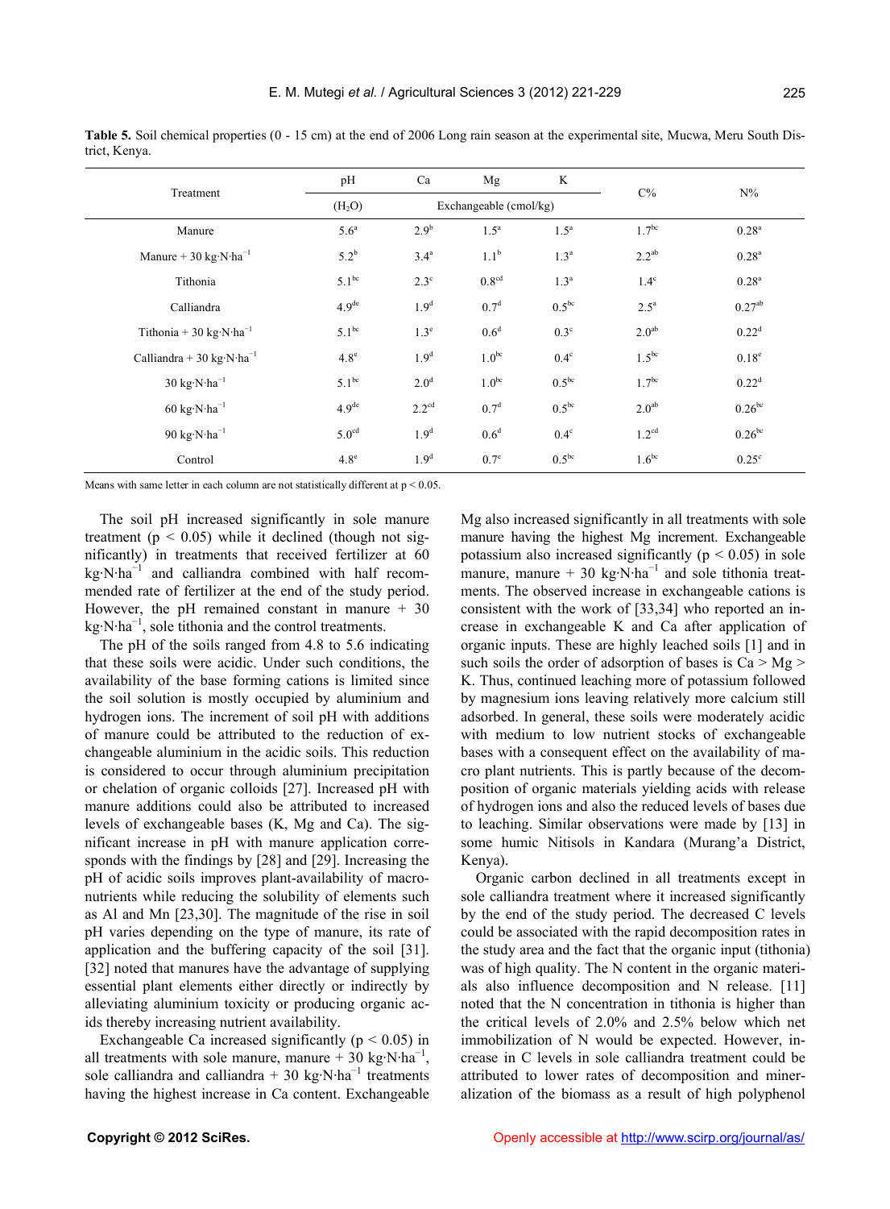**Table 5.** Soil chemical properties (0 - 15 cm) at the end of 2006 Long rain season at the experimental site, Mucwa, Meru South District, Kenya.

| Treatment | pH | Ca | Mg | K | C% | N% |
|---|---|---|---|---|---|---|
| | ($H_2O$) | Exchangeable (cmol/kg) | | | | |
| Manure | $5.6^{a}$ | $2.9^{b}$ | $1.5^{a}$ | $1.5^{a}$ | $1.7^{bc}$ | $0.28^{a}$ |
| Manure + 30 kg·N·ha$^{-1}$ | $5.2^{b}$ | $3.4^{a}$ | $1.1^{b}$ | $1.3^{a}$ | $2.2^{ab}$ | $0.28^{a}$ |
| Tithonia | $5.1^{bc}$ | $2.3^{c}$ | $0.8^{cd}$ | $1.3^{a}$ | $1.4^{c}$ | $0.28^{a}$ |
| Calliandra | $4.9^{de}$ | $1.9^{d}$ | $0.7^{d}$ | $0.5^{bc}$ | $2.5^{a}$ | $0.27^{ab}$ |
| Tithonia + 30 kg·N·ha$^{-1}$ | $5.1^{bc}$ | $1.3^{e}$ | $0.6^{d}$ | $0.3^{c}$ | $2.0^{ab}$ | $0.22^{d}$ |
| Calliandra + 30 kg·N·ha$^{-1}$ | $4.8^{e}$ | $1.9^{d}$ | $1.0^{bc}$ | $0.4^{c}$ | $1.5^{bc}$ | $0.18^{e}$ |
| 30 kg·N·ha$^{-1}$ | $5.1^{bc}$ | $2.0^{d}$ | $1.0^{bc}$ | $0.5^{bc}$ | $1.7^{bc}$ | $0.22^{d}$ |
| 60 kg·N·ha$^{-1}$ | $4.9^{de}$ | $2.2^{cd}$ | $0.7^{d}$ | $0.5^{bc}$ | $2.0^{ab}$ | $0.26^{bc}$ |
| 90 kg·N·ha$^{-1}$ | $5.0^{cd}$ | $1.9^{d}$ | $0.6^{d}$ | $0.4^{c}$ | $1.2^{cd}$ | $0.26^{bc}$ |
| Control | $4.8^{e}$ | $1.9^{d}$ | $0.7^{e}$ | $0.5^{bc}$ | $1.6^{bc}$ | $0.25^{c}$ |

Means with same letter in each column are not statistically different at $p < 0.05$.

The soil pH increased significantly in sole manure treatment ($p < 0.05$) while it declined (though not significantly) in treatments that received fertilizer at 60 kg·N·ha$^{-1}$ and calliandra combined with half recommended rate of fertilizer at the end of the study period. However, the pH remained constant in manure + 30 kg·N·ha$^{-1}$, sole tithonia and the control treatments.

The pH of the soils ranged from 4.8 to 5.6 indicating that these soils were acidic. Under such conditions, the availability of the base forming cations is limited since the soil solution is mostly occupied by aluminium and hydrogen ions. The increment of soil pH with additions of manure could be attributed to the reduction of exchangeable aluminium in the acidic soils. This reduction is considered to occur through aluminium precipitation or chelation of organic colloids [27]. Increased pH with manure additions could also be attributed to increased levels of exchangeable bases (K, Mg and Ca). The significant increase in pH with manure application corresponds with the findings by [28] and [29]. Increasing the pH of acidic soils improves plant-availability of macronutrients while reducing the solubility of elements such as Al and Mn [23,30]. The magnitude of the rise in soil pH varies depending on the type of manure, its rate of application and the buffering capacity of the soil [31]. [32] noted that manures have the advantage of supplying essential plant elements either directly or indirectly by alleviating aluminium toxicity or producing organic acids thereby increasing nutrient availability.

Exchangeable Ca increased significantly ($p < 0.05$) in all treatments with sole manure, manure + 30 kg·N·ha$^{-1}$, sole calliandra and calliandra + 30 kg·N·ha$^{-1}$ treatments having the highest increase in Ca content. Exchangeable Mg also increased significantly in all treatments with sole manure having the highest Mg increment. Exchangeable potassium also increased significantly ($p < 0.05$) in sole manure, manure + 30 kg·N·ha$^{-1}$ and sole tithonia treatments. The observed increase in exchangeable cations is consistent with the work of [33,34] who reported an increase in exchangeable K and Ca after application of organic inputs. These are highly leached soils [1] and in such soils the order of adsorption of bases is Ca > Mg > K. Thus, continued leaching more of potassium followed by magnesium ions leaving relatively more calcium still adsorbed. In general, these soils were moderately acidic with medium to low nutrient stocks of exchangeable bases with a consequent effect on the availability of macro plant nutrients. This is partly because of the decomposition of organic materials yielding acids with release of hydrogen ions and also the reduced levels of bases due to leaching. Similar observations were made by [13] in some humic Nitisols in Kandara (Murang'a District, Kenya).

Organic carbon declined in all treatments except in sole calliandra treatment where it increased significantly by the end of the study period. The decreased C levels could be associated with the rapid decomposition rates in the study area and the fact that the organic input (tithonia) was of high quality. The N content in the organic materials also influence decomposition and N release. [11] noted that the N concentration in tithonia is higher than the critical levels of 2.0% and 2.5% below which net immobilization of N would be expected. However, increase in C levels in sole calliandra treatment could be attributed to lower rates of decomposition and mineralization of the biomass as a result of high polyphenol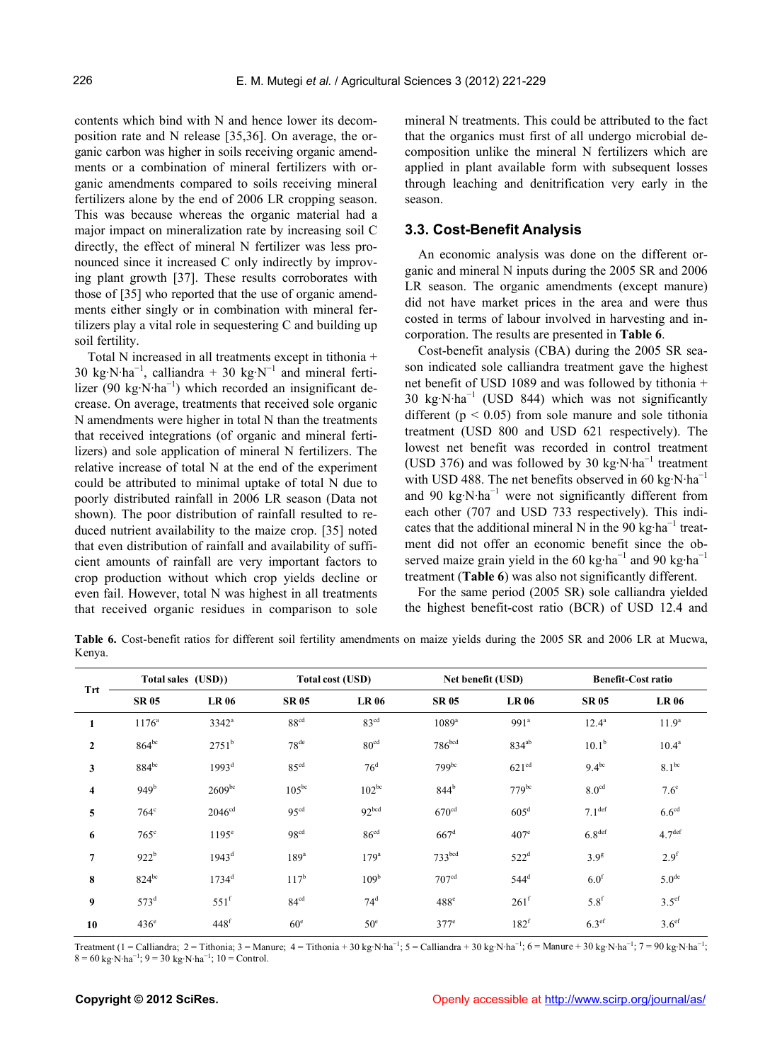contents which bind with N and hence lower its decomposition rate and N release [35,36]. On average, the organic carbon was higher in soils receiving organic amendments or a combination of mineral fertilizers with organic amendments compared to soils receiving mineral fertilizers alone by the end of 2006 LR cropping season. This was because whereas the organic material had a major impact on mineralization rate by increasing soil C directly, the effect of mineral N fertilizer was less pronounced since it increased C only indirectly by improving plant growth [37]. These results corroborates with those of [35] who reported that the use of organic amendments either singly or in combination with mineral fertilizers play a vital role in sequestering C and building up soil fertility.

Total N increased in all treatments except in tithonia + 30 kg·N·ha$^{-1}$, calliandra + 30 kg·N$^{-1}$ and mineral fertilizer (90 kg·N·ha$^{-1}$) which recorded an insignificant decrease. On average, treatments that received sole organic N amendments were higher in total N than the treatments that received integrations (of organic and mineral fertilizers) and sole application of mineral N fertilizers. The relative increase of total N at the end of the experiment could be attributed to minimal uptake of total N due to poorly distributed rainfall in 2006 LR season (Data not shown). The poor distribution of rainfall resulted to reduced nutrient availability to the maize crop. [35] noted that even distribution of rainfall and availability of sufficient amounts of rainfall are very important factors to crop production without which crop yields decline or even fail. However, total N was highest in all treatments that received organic residues in comparison to sole mineral N treatments. This could be attributed to the fact that the organics must first of all undergo microbial decomposition unlike the mineral N fertilizers which are applied in plant available form with subsequent losses through leaching and denitrification very early in the season.

### 3.3. Cost-Benefit Analysis

An economic analysis was done on the different organic and mineral N inputs during the 2005 SR and 2006 LR season. The organic amendments (except manure) did not have market prices in the area and were thus costed in terms of labour involved in harvesting and incorporation. The results are presented in **Table 6**.

Cost-benefit analysis (CBA) during the 2005 SR season indicated sole calliandra treatment gave the highest net benefit of USD 1089 and was followed by tithonia + 30 kg·N·ha$^{-1}$ (USD 844) which was not significantly different ($p < 0.05$) from sole manure and sole tithonia treatment (USD 800 and USD 621 respectively). The lowest net benefit was recorded in control treatment (USD 376) and was followed by 30 kg·N·ha$^{-1}$ treatment with USD 488. The net benefits observed in 60 kg·N·ha$^{-1}$ and 90 kg·N·ha$^{-1}$ were not significantly different from each other (707 and USD 733 respectively). This indicates that the additional mineral N in the 90 kg·ha$^{-1}$ treatment did not offer an economic benefit since the observed maize grain yield in the 60 kg·ha$^{-1}$ and 90 kg·ha$^{-1}$ treatment (**Table 6**) was also not significantly different.

For the same period (2005 SR) sole calliandra yielded the highest benefit-cost ratio (BCR) of USD 12.4 and

**Table 6.** Cost-benefit ratios for different soil fertility amendments on maize yields during the 2005 SR and 2006 LR at Mucwa, Kenya.

| Trt | Total sales (USD)) | | Total cost (USD) | | Net benefit (USD) | | Benefit-Cost ratio | |
|---|---|---|---|---|---|---|---|---|
| | SR 05 | LR 06 | SR 05 | LR 06 | SR 05 | LR 06 | SR 05 | LR 06 |
| 1 | 1176$^{a}$ | 3342$^{a}$ | 88$^{cd}$ | 83$^{cd}$ | 1089$^{a}$ | 991$^{a}$ | 12.4$^{a}$ | 11.9$^{a}$ |
| 2 | 864$^{bc}$ | 2751$^{b}$ | 78$^{de}$ | 80$^{cd}$ | 786$^{bcd}$ | 834$^{ab}$ | 10.1$^{b}$ | 10.4$^{a}$ |
| 3 | 884$^{bc}$ | 1993$^{d}$ | 85$^{cd}$ | 76$^{d}$ | 799$^{bc}$ | 621$^{cd}$ | 9.4$^{bc}$ | 8.1$^{bc}$ |
| 4 | 949$^{b}$ | 2609$^{bc}$ | 105$^{bc}$ | 102$^{bc}$ | 844$^{b}$ | 779$^{bc}$ | 8.0$^{cd}$ | 7.6$^{c}$ |
| 5 | 764$^{c}$ | 2046$^{cd}$ | 95$^{cd}$ | 92$^{bcd}$ | 670$^{cd}$ | 605$^{d}$ | 7.1$^{def}$ | 6.6$^{cd}$ |
| 6 | 765$^{c}$ | 1195$^{e}$ | 98$^{cd}$ | 86$^{cd}$ | 667$^{d}$ | 407$^{e}$ | 6.8$^{def}$ | 4.7$^{def}$ |
| 7 | 922$^{b}$ | 1943$^{d}$ | 189$^{a}$ | 179$^{a}$ | 733$^{bcd}$ | 522$^{d}$ | 3.9$^{g}$ | 2.9$^{f}$ |
| 8 | 824$^{bc}$ | 1734$^{d}$ | 117$^{b}$ | 109$^{b}$ | 707$^{cd}$ | 544$^{d}$ | 6.0$^{f}$ | 5.0$^{de}$ |
| 9 | 573$^{d}$ | 551$^{f}$ | 84$^{cd}$ | 74$^{d}$ | 488$^{e}$ | 261$^{f}$ | 5.8$^{f}$ | 3.5$^{ef}$ |
| 10 | 436$^{e}$ | 448$^{f}$ | 60$^{e}$ | 50$^{e}$ | 377$^{e}$ | 182$^{f}$ | 6.3$^{ef}$ | 3.6$^{ef}$ |

Treatment (1 = Calliandra; 2 = Tithonia; 3 = Manure; 4 = Tithonia + 30 kg·N·ha$^{-1}$; 5 = Calliandra + 30 kg·N·ha$^{-1}$; 6 = Manure + 30 kg·N·ha$^{-1}$; 7 = 90 kg·N·ha$^{-1}$; 8 = 60 kg·N·ha$^{-1}$; 9 = 30 kg·N·ha$^{-1}$; 10 = Control.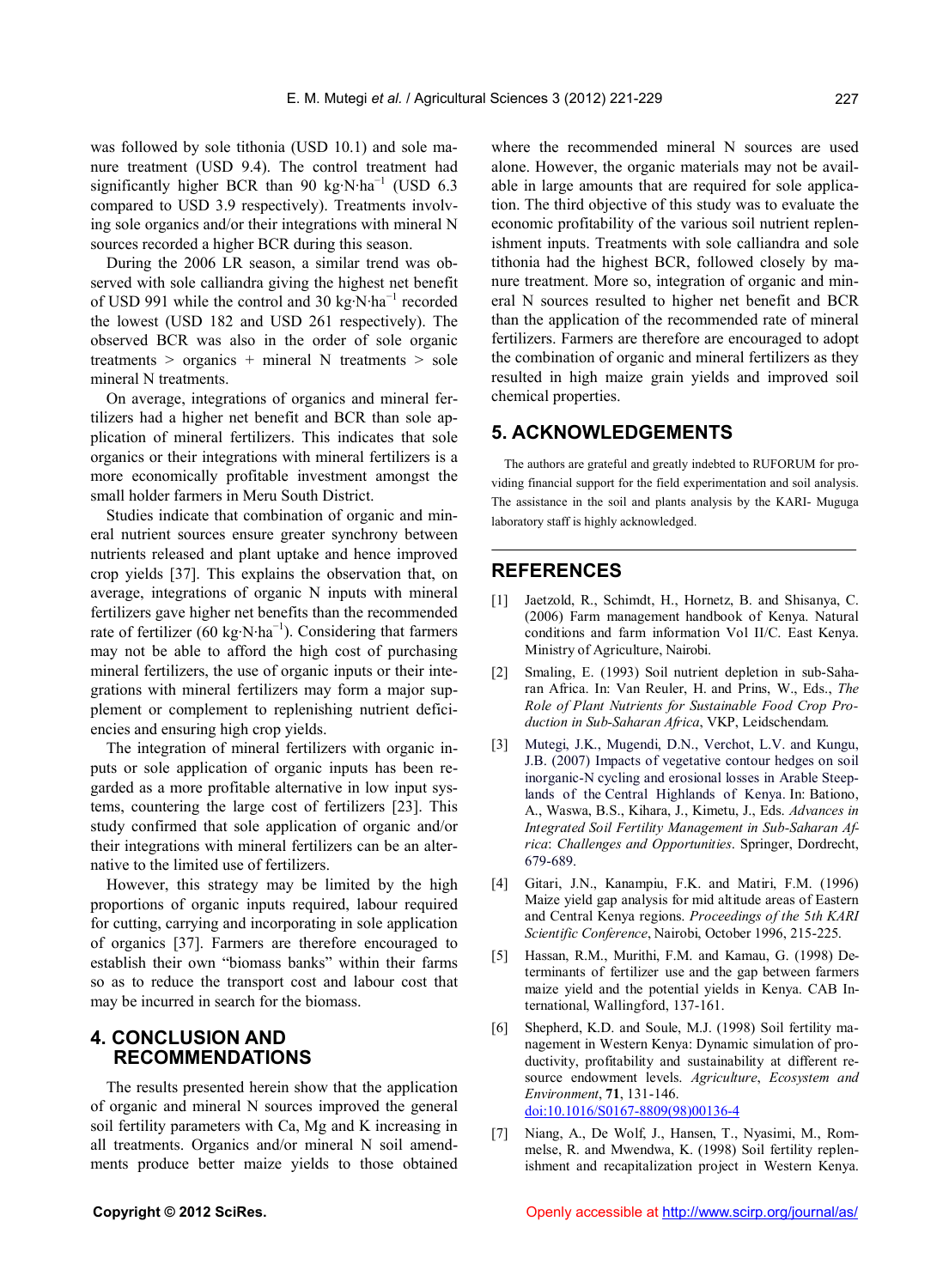was followed by sole tithonia (USD 10.1) and sole manure treatment (USD 9.4). The control treatment had significantly higher BCR than 90 kg·N·ha$^{-1}$ (USD 6.3 compared to USD 3.9 respectively). Treatments involving sole organics and/or their integrations with mineral N sources recorded a higher BCR during this season.

During the 2006 LR season, a similar trend was observed with sole calliandra giving the highest net benefit of USD 991 while the control and 30 kg·N·ha$^{-1}$ recorded the lowest (USD 182 and USD 261 respectively). The observed BCR was also in the order of sole organic treatments > organics + mineral N treatments > sole mineral N treatments.

On average, integrations of organics and mineral fertilizers had a higher net benefit and BCR than sole application of mineral fertilizers. This indicates that sole organics or their integrations with mineral fertilizers is a more economically profitable investment amongst the small holder farmers in Meru South District.

Studies indicate that combination of organic and mineral nutrient sources ensure greater synchrony between nutrients released and plant uptake and hence improved crop yields [37]. This explains the observation that, on average, integrations of organic N inputs with mineral fertilizers gave higher net benefits than the recommended rate of fertilizer (60 kg·N·ha$^{-1}$). Considering that farmers may not be able to afford the high cost of purchasing mineral fertilizers, the use of organic inputs or their integrations with mineral fertilizers may form a major supplement or complement to replenishing nutrient deficiencies and ensuring high crop yields.

The integration of mineral fertilizers with organic inputs or sole application of organic inputs has been regarded as a more profitable alternative in low input systems, countering the large cost of fertilizers [23]. This study confirmed that sole application of organic and/or their integrations with mineral fertilizers can be an alternative to the limited use of fertilizers.

However, this strategy may be limited by the high proportions of organic inputs required, labour required for cutting, carrying and incorporating in sole application of organics [37]. Farmers are therefore encouraged to establish their own "biomass banks" within their farms so as to reduce the transport cost and labour cost that may be incurred in search for the biomass.

## 4. CONCLUSION AND RECOMMENDATIONS

The results presented herein show that the application of organic and mineral N sources improved the general soil fertility parameters with Ca, Mg and K increasing in all treatments. Organics and/or mineral N soil amendments produce better maize yields to those obtained where the recommended mineral N sources are used alone. However, the organic materials may not be available in large amounts that are required for sole application. The third objective of this study was to evaluate the economic profitability of the various soil nutrient replenishment inputs. Treatments with sole calliandra and sole tithonia had the highest BCR, followed closely by manure treatment. More so, integration of organic and mineral N sources resulted to higher net benefit and BCR than the application of the recommended rate of mineral fertilizers. Farmers are therefore are encouraged to adopt the combination of organic and mineral fertilizers as they resulted in high maize grain yields and improved soil chemical properties.

## 5. ACKNOWLEDGEMENTS

The authors are grateful and greatly indebted to RUFORUM for providing financial support for the field experimentation and soil analysis. The assistance in the soil and plants analysis by the KARI- Muguga laboratory staff is highly acknowledged.

## REFERENCES

[1] Jaetzold, R., Schimdt, H., Hornetz, B. and Shisanya, C. (2006) Farm management handbook of Kenya. Natural conditions and farm information Vol II/C. East Kenya. Ministry of Agriculture, Nairobi.

[2] Smaling, E. (1993) Soil nutrient depletion in sub-Saharan Africa. In: Van Reuler, H. and Prins, W., Eds., *The Role of Plant Nutrients for Sustainable Food Crop Production in Sub-Saharan Africa*, VKP, Leidschendam.

[3] Mutegi, J.K., Mugendi, D.N., Verchot, L.V. and Kungu, J.B. (2007) Impacts of vegetative contour hedges on soil inorganic-N cycling and erosional losses in Arable Steeplands of the Central Highlands of Kenya. In: Bationo, A., Waswa, B.S., Kihara, J., Kimetu, J., Eds. *Advances in Integrated Soil Fertility Management in Sub-Saharan Africa*: *Challenges and Opportunities*. Springer, Dordrecht, 679-689.

[4] Gitari, J.N., Kanampiu, F.K. and Matiri, F.M. (1996) Maize yield gap analysis for mid altitude areas of Eastern and Central Kenya regions. *Proceedings of the 5th KARI Scientific Conference*, Nairobi, October 1996, 215-225.

[5] Hassan, R.M., Murithi, F.M. and Kamau, G. (1998) Determinants of fertilizer use and the gap between farmers maize yield and the potential yields in Kenya. CAB International, Wallingford, 137-161.

[6] Shepherd, K.D. and Soule, M.J. (1998) Soil fertility management in Western Kenya: Dynamic simulation of productivity, profitability and sustainability at different resource endowment levels. *Agriculture*, *Ecosystem and Environment*, **71**, 131-146. doi:10.1016/S0167-8809(98)00136-4

[7] Niang, A., De Wolf, J., Hansen, T., Nyasimi, M., Rommelse, R. and Mwendwa, K. (1998) Soil fertility replenishment and recapitalization project in Western Kenya.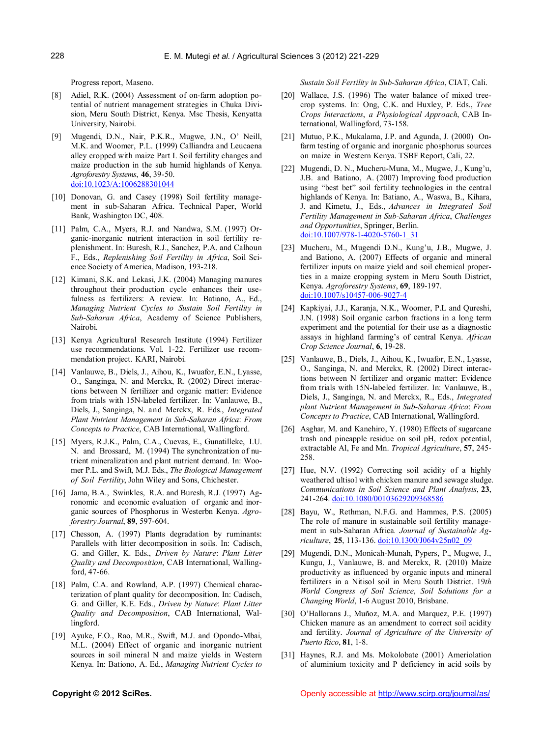Progress report, Maseno.

[8] Adiel, R.K. (2004) Assessment of on-farm adoption potential of nutrient management strategies in Chuka Division, Meru South District, Kenya. Msc Thesis, Kenyatta University, Nairobi.

[9] Mugendi, D.N., Nair, P.K.R., Mugwe, J.N., O' Neill, M.K. and Woomer, P.L. (1999) Calliandra and Leucaena alley cropped with maize Part I. Soil fertility changes and maize production in the sub humid highlands of Kenya. *Agroforestry Systems*, **46**, 39-50. doi:10.1023/A:1006288301044

[10] Donovan, G. and Casey (1998) Soil fertility management in sub-Saharan Africa. Technical Paper, World Bank, Washington DC, 408.

[11] Palm, C.A., Myers, R.J. and Nandwa, S.M. (1997) Organic-inorganic nutrient interaction in soil fertility replenishment. In: Buresh, R.J., Sanchez, P.A. and Calhoun F., Eds., *Replenishing Soil Fertility in Africa*, Soil Science Society of America, Madison, 193-218.

[12] Kimani, S.K. and Lekasi, J.K. (2004) Managing manures throughout their production cycle enhances their usefulness as fertilizers: A review. In: Batiano, A., Ed., *Managing Nutrient Cycles to Sustain Soil Fertility in Sub-Saharan Africa*, Academy of Science Publishers, Nairobi.

[13] Kenya Agricultural Research Institute (1994) Fertilizer use recommendations. Vol. 1-22. Fertilizer use recommendation project. KARI, Nairobi.

[14] Vanlauwe, B., Diels, J., Aihou, K., Iwuafor, E.N., Lyasse, O., Sanginga, N. and Merckx, R. (2002) Direct interactions between N fertilizer and organic matter: Evidence from trials with 15N-labeled fertilizer. In: Vanlauwe, B., Diels, J., Sanginga, N. and Merckx, R. Eds., *Integrated Plant Nutrient Management in Sub-Saharan Africa*: *From Concepts to Practice*, CAB International, Wallingford.

[15] Myers, R.J.K., Palm, C.A., Cuevas, E., Gunatilleke, I.U. N. and Brossard, M. (1994) The synchronization of nutrient mineralization and plant nutrient demand. In: Woomer P.L. and Swift, M.J. Eds., *The Biological Management of Soil Fertility*, John Wiley and Sons, Chichester.

[16] Jama, B.A., Swinkles, R.A. and Buresh, R.J. (1997) Agronomic and economic evaluation of organic and inorganic sources of Phosphorus in Westerbn Kenya. *Agroforestry Journal*, **89**, 597-604.

[17] Chesson, A. (1997) Plants degradation by ruminants: Parallels with litter decomposition in soils. In: Cadisch, G. and Giller, K. Eds., *Driven by Nature*: *Plant Litter Quality and Decomposition*, CAB International, Wallingford, 47-66.

[18] Palm, C.A. and Rowland, A.P. (1997) Chemical characterization of plant quality for decomposition. In: Cadisch, G. and Giller, K.E. Eds., *Driven by Nature*: *Plant Litter Quality and Decomposition*, CAB International, Wallingford.

[19] Ayuke, F.O., Rao, M.R., Swift, M.J. and Opondo-Mbai, M.L. (2004) Effect of organic and inorganic nutrient sources in soil mineral N and maize yields in Western Kenya. In: Bationo, A. Ed., *Managing Nutrient Cycles to Sustain Soil Fertility in Sub-Saharan Africa*, CIAT, Cali.

[20] Wallace, J.S. (1996) The water balance of mixed tree-crop systems. In: Ong, C.K. and Huxley, P. Eds., *Tree Crops Interactions*, *a Physiological Approach*, CAB International, Wallingford, 73-158.

[21] Mutuo, P.K., Mukalama, J.P. and Agunda, J. (2000) On-farm testing of organic and inorganic phosphorus sources on maize in Western Kenya. TSBF Report, Cali, 22.

[22] Mugendi, D. N., Mucheru-Muna, M., Mugwe, J., Kung'u, J.B. and Batiano, A. (2007) Improving food production using "best bet" soil fertility technologies in the central highlands of Kenya. In: Batiano, A., Waswa, B., Kihara, J. and Kimetu, J., Eds., *Advances in Integrated Soil Fertility Management in Sub-Saharan Africa*, *Challenges and Opportunities*, Springer, Berlin. doi:10.1007/978-1-4020-5760-1_31

[23] Mucheru, M., Mugendi D.N., Kung'u, J.B., Mugwe, J. and Bationo, A. (2007) Effects of organic and mineral fertilizer inputs on maize yield and soil chemical properties in a maize cropping system in Meru South District, Kenya. *Agroforestry Systems*, **69**, 189-197. doi:10.1007/s10457-006-9027-4

[24] Kapkiyai, J.J., Karanja, N.K., Woomer, P.L and Qureshi, J.N. (1998) Soil organic carbon fractions in a long term experiment and the potential for their use as a diagnostic assays in highland farming's of central Kenya. *African Crop Science Journal*, **6**, 19-28.

[25] Vanlauwe, B., Diels, J., Aihou, K., Iwuafor, E.N., Lyasse, O., Sanginga, N. and Merckx, R. (2002) Direct interactions between N fertilizer and organic matter: Evidence from trials with 15N-labeled fertilizer. In: Vanlauwe, B., Diels, J., Sanginga, N. and Merckx, R., Eds., *Integrated plant Nutrient Management in Sub-Saharan Africa*: *From Concepts to Practice*, CAB International, Wallingford.

[26] Asghar, M. and Kanehiro, Y. (1980) Effects of sugarcane trash and pineapple residue on soil pH, redox potential, extractable Al, Fe and Mn. *Tropical Agriculture*, **57**, 245-258.

[27] Hue, N.V. (1992) Correcting soil acidity of a highly weathered ultisol with chicken manure and sewage sludge. *Communications in Soil Science and Plant Analysis*, **23**, 241-264. doi:10.1080/00103629209368586

[28] Bayu, W., Rethman, N.F.G. and Hammes, P.S. (2005) The role of manure in sustainable soil fertility management in sub-Saharan Africa. *Journal of Sustainable Agriculture*, **25**, 113-136. doi:10.1300/J064v25n02_09

[29] Mugendi, D.N., Monicah-Munah, Pypers, P., Mugwe, J., Kungu, J., Vanlauwe, B. and Merckx, R. (2010) Maize productivity as influenced by organic inputs and mineral fertilizers in a Nitisol soil in Meru South District. 19*th World Congress of Soil Science*, *Soil Solutions for a Changing World*, 1-6 August 2010, Brisbane.

[30] O'Hallorans J., Muñoz, M.A. and Marquez, P.E. (1997) Chicken manure as an amendment to correct soil acidity and fertility. *Journal of Agriculture of the University of Puerto Rico*, **81**, 1-8.

[31] Haynes, R.J. and Ms. Mokolobate (2001) Ameriolation of aluminium toxicity and P deficiency in acid soils by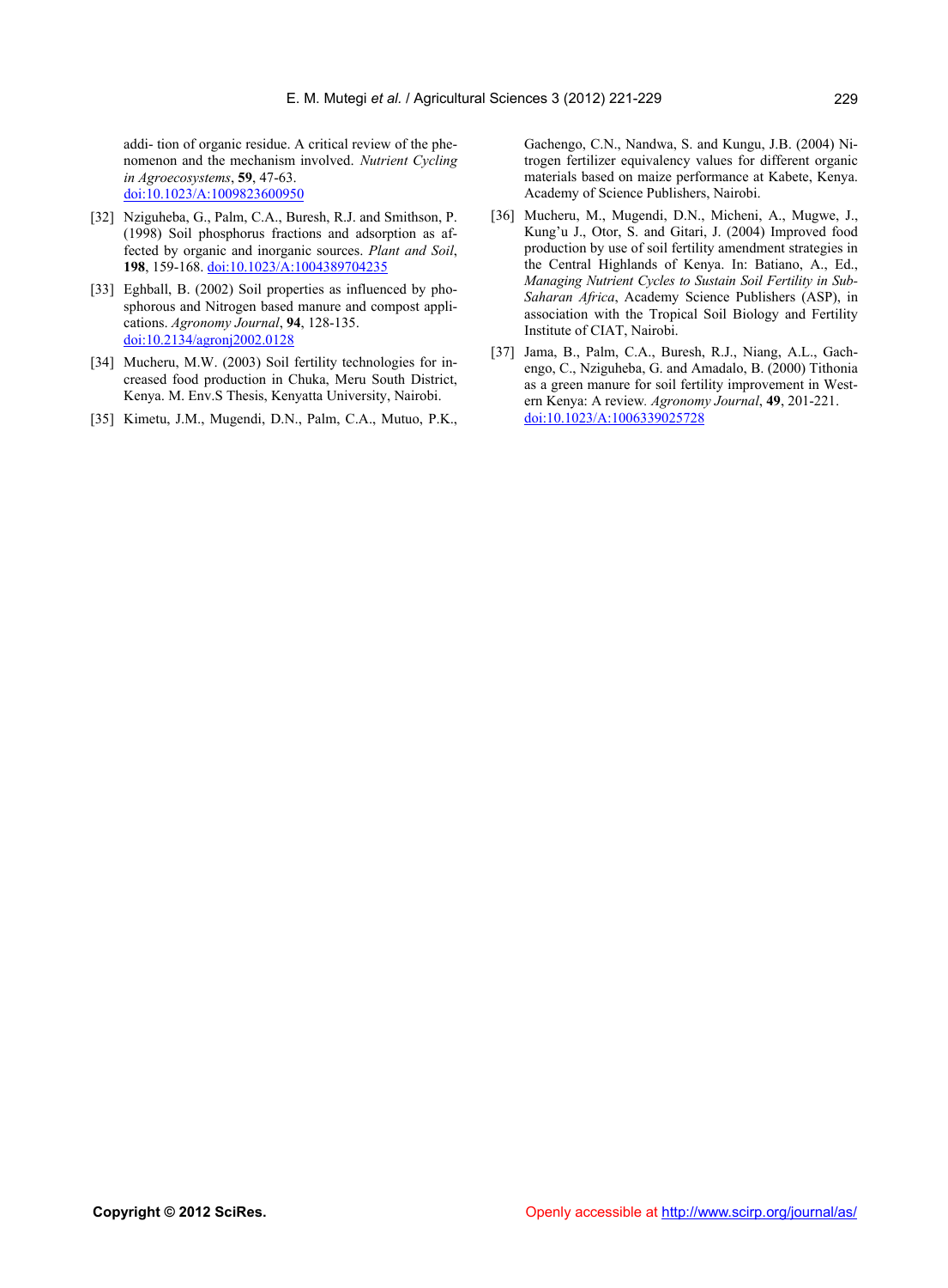addi- tion of organic residue. A critical review of the phenomenon and the mechanism involved. *Nutrient Cycling in Agroecosystems*, **59**, 47-63. doi:10.1023/A:1009823600950

[32] Nziguheba, G., Palm, C.A., Buresh, R.J. and Smithson, P. (1998) Soil phosphorus fractions and adsorption as affected by organic and inorganic sources. *Plant and Soil*, **198**, 159-168. doi:10.1023/A:1004389704235

[33] Eghball, B. (2002) Soil properties as influenced by phosphorous and Nitrogen based manure and compost applications. *Agronomy Journal*, **94**, 128-135. doi:10.2134/agronj2002.0128

[34] Mucheru, M.W. (2003) Soil fertility technologies for increased food production in Chuka, Meru South District, Kenya. M. Env.S Thesis, Kenyatta University, Nairobi.

[35] Kimetu, J.M., Mugendi, D.N., Palm, C.A., Mutuo, P.K., Gachengo, C.N., Nandwa, S. and Kungu, J.B. (2004) Nitrogen fertilizer equivalency values for different organic materials based on maize performance at Kabete, Kenya. Academy of Science Publishers, Nairobi.

[36] Mucheru, M., Mugendi, D.N., Micheni, A., Mugwe, J., Kung'u J., Otor, S. and Gitari, J. (2004) Improved food production by use of soil fertility amendment strategies in the Central Highlands of Kenya. In: Batiano, A., Ed., *Managing Nutrient Cycles to Sustain Soil Fertility in Sub-Saharan Africa*, Academy Science Publishers (ASP), in association with the Tropical Soil Biology and Fertility Institute of CIAT, Nairobi.

[37] Jama, B., Palm, C.A., Buresh, R.J., Niang, A.L., Gachengo, C., Nziguheba, G. and Amadalo, B. (2000) Tithonia as a green manure for soil fertility improvement in Western Kenya: A review. *Agronomy Journal*, **49**, 201-221. doi:10.1023/A:1006339025728